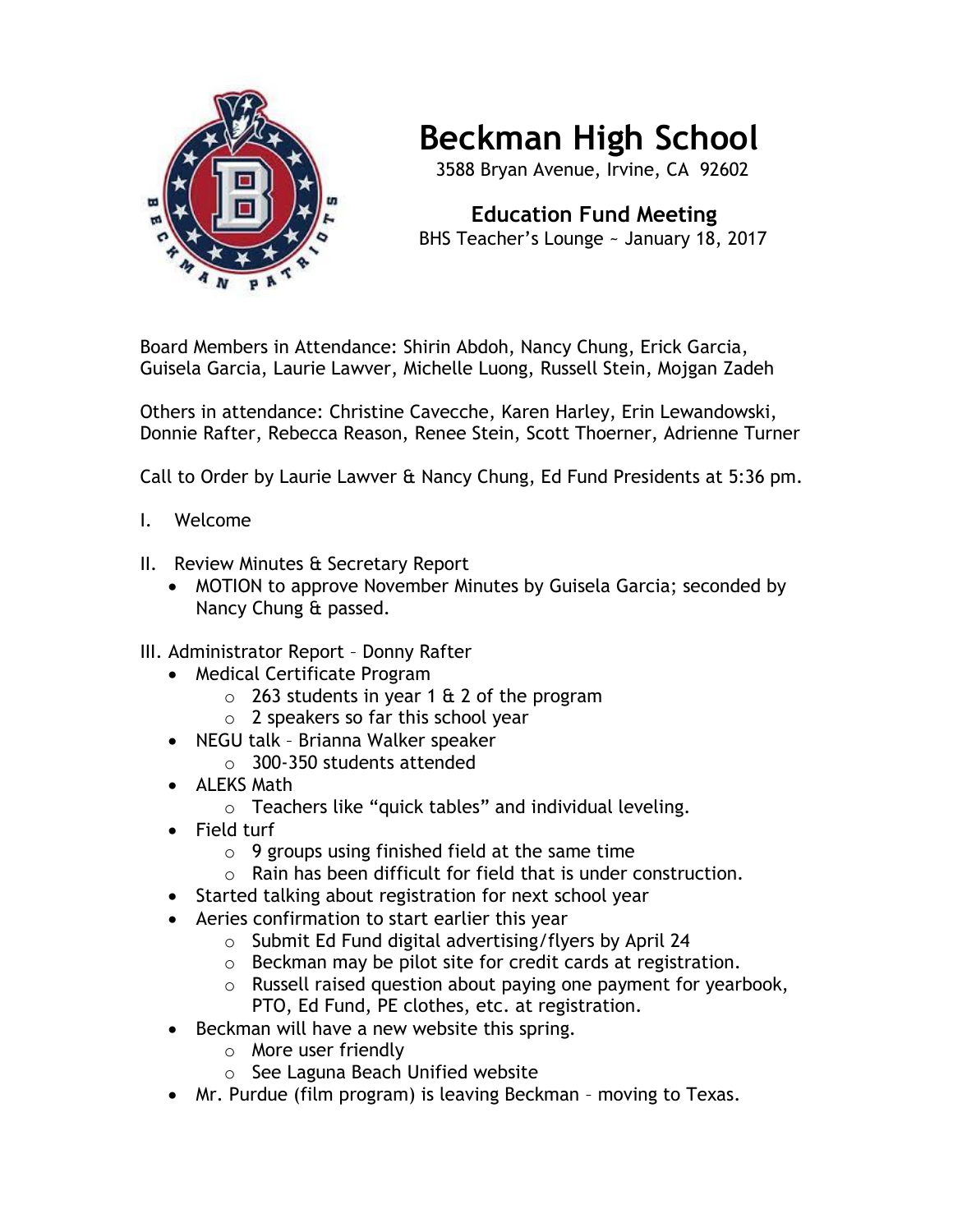# Beckman High School

3588 Bryan Avenue, Irvine, CA 92602

## Education Fund Meeting

BHS Teacher's Lounge ~ January 18, 2017

Board Members in Attendance: Shirin Abdoh, Nancy Chung, Erick Garcia, Guisela Garcia, Laurie Lawver, Michelle Luong, Russell Stein, Mojgan Zadeh

Others in attendance: Christine Cavecche, Karen Harley, Erin Lewandowski, Donnie Rafter, Rebecca Reason, Renee Stein, Scott Thoerner, Adrienne Turner

Call to Order by Laurie Lawver & Nancy Chung, Ed Fund Presidents at 5:36 pm.

I. Welcome

II. Review Minutes & Secretary Report
- MOTION to approve November Minutes by Guisela Garcia; seconded by Nancy Chung & passed.

III. Administrator Report – Donny Rafter
- Medical Certificate Program
  - 263 students in year 1 & 2 of the program
  - 2 speakers so far this school year
- NEGU talk – Brianna Walker speaker
  - 300-350 students attended
- ALEKS Math
  - Teachers like "quick tables" and individual leveling.
- Field turf
  - 9 groups using finished field at the same time
  - Rain has been difficult for field that is under construction.
- Started talking about registration for next school year
- Aeries confirmation to start earlier this year
  - Submit Ed Fund digital advertising/flyers by April 24
  - Beckman may be pilot site for credit cards at registration.
  - Russell raised question about paying one payment for yearbook, PTO, Ed Fund, PE clothes, etc. at registration.
- Beckman will have a new website this spring.
  - More user friendly
  - See Laguna Beach Unified website
- Mr. Purdue (film program) is leaving Beckman – moving to Texas.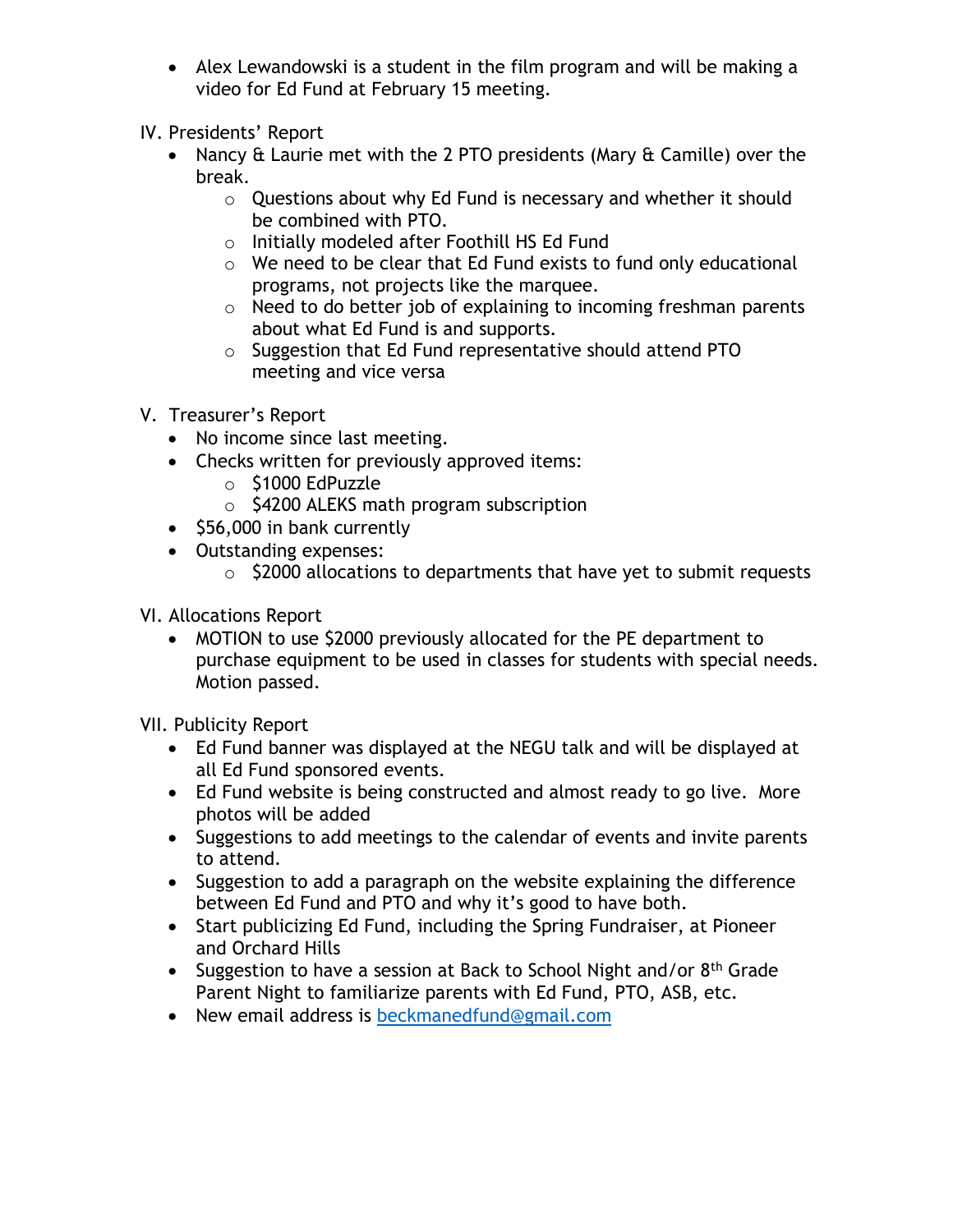- Alex Lewandowski is a student in the film program and will be making a video for Ed Fund at February 15 meeting.

IV. Presidents' Report

- Nancy & Laurie met with the 2 PTO presidents (Mary & Camille) over the break.
  - Questions about why Ed Fund is necessary and whether it should be combined with PTO.
  - Initially modeled after Foothill HS Ed Fund
  - We need to be clear that Ed Fund exists to fund only educational programs, not projects like the marquee.
  - Need to do better job of explaining to incoming freshman parents about what Ed Fund is and supports.
  - Suggestion that Ed Fund representative should attend PTO meeting and vice versa

V. Treasurer's Report

- No income since last meeting.
- Checks written for previously approved items:
  - $1000 EdPuzzle
  - $4200 ALEKS math program subscription
- $56,000 in bank currently
- Outstanding expenses:
  - $2000 allocations to departments that have yet to submit requests

VI. Allocations Report

- MOTION to use $2000 previously allocated for the PE department to purchase equipment to be used in classes for students with special needs. Motion passed.

VII. Publicity Report

- Ed Fund banner was displayed at the NEGU talk and will be displayed at all Ed Fund sponsored events.
- Ed Fund website is being constructed and almost ready to go live. More photos will be added
- Suggestions to add meetings to the calendar of events and invite parents to attend.
- Suggestion to add a paragraph on the website explaining the difference between Ed Fund and PTO and why it's good to have both.
- Start publicizing Ed Fund, including the Spring Fundraiser, at Pioneer and Orchard Hills
- Suggestion to have a session at Back to School Night and/or 8th Grade Parent Night to familiarize parents with Ed Fund, PTO, ASB, etc.
- New email address is beckmanedfund@gmail.com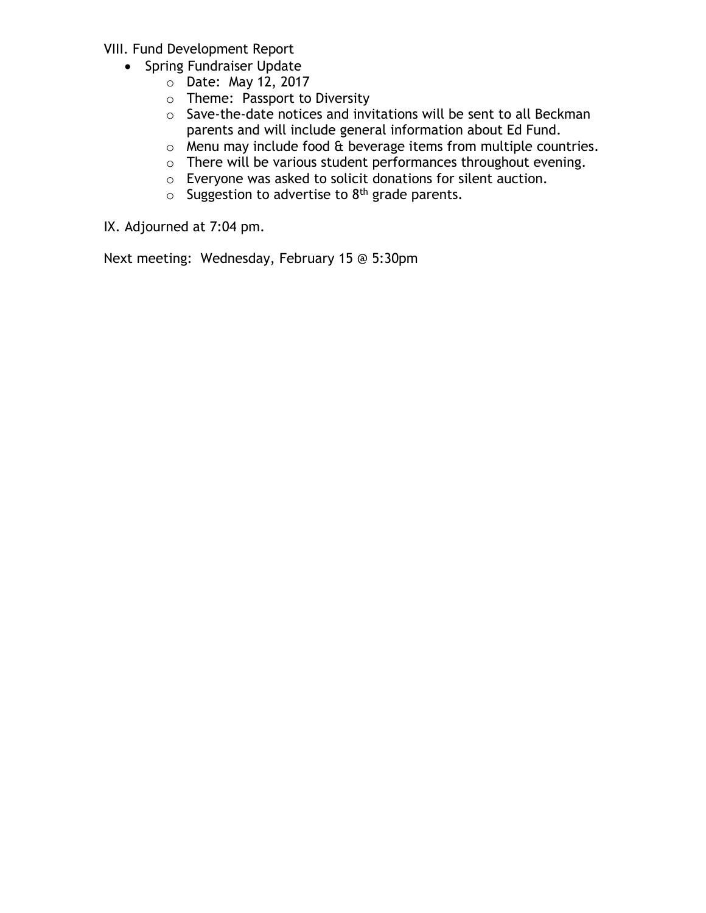VIII. Fund Development Report

- Spring Fundraiser Update
  - Date: May 12, 2017
  - Theme: Passport to Diversity
  - Save-the-date notices and invitations will be sent to all Beckman parents and will include general information about Ed Fund.
  - Menu may include food & beverage items from multiple countries.
  - There will be various student performances throughout evening.
  - Everyone was asked to solicit donations for silent auction.
  - Suggestion to advertise to 8th grade parents.

IX. Adjourned at 7:04 pm.

Next meeting: Wednesday, February 15 @ 5:30pm